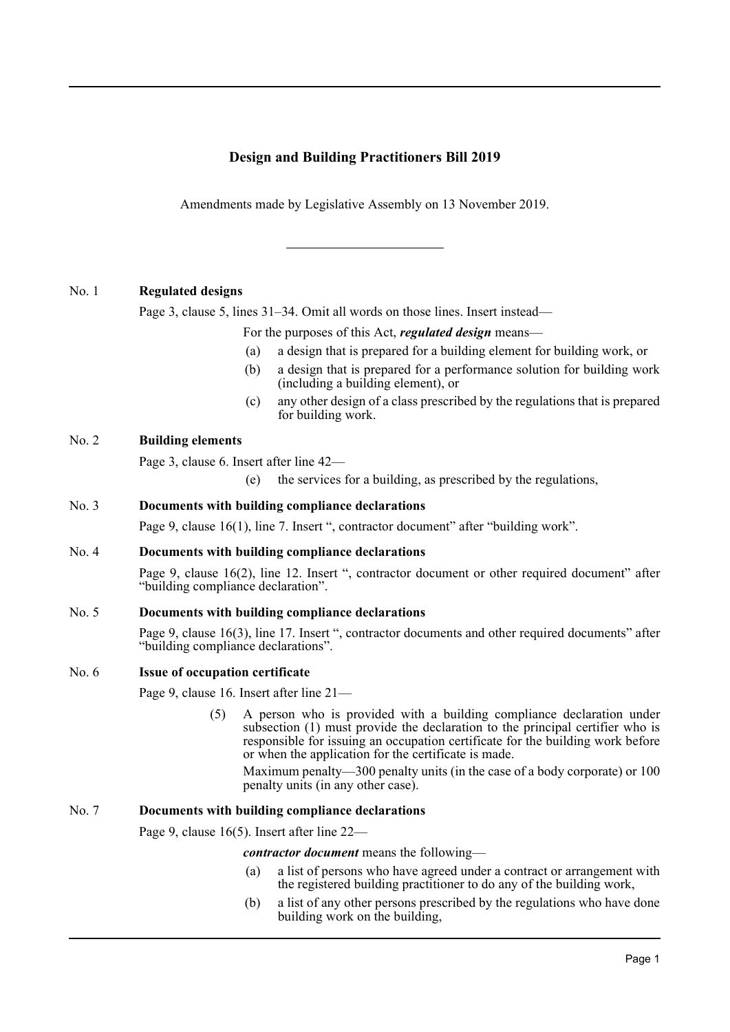# Design and Building Practitioners Bill 2019

Amendments made by Legislative Assembly on 13 November 2019.

---

No. 1 **Regulated designs**

Page 3, clause 5, lines 31–34. Omit all words on those lines. Insert instead—

For the purposes of this Act, ***regulated design*** means—

(a) a design that is prepared for a building element for building work, or

(b) a design that is prepared for a performance solution for building work (including a building element), or

(c) any other design of a class prescribed by the regulations that is prepared for building work.

No. 2 **Building elements**

Page 3, clause 6. Insert after line 42—

(e) the services for a building, as prescribed by the regulations,

No. 3 **Documents with building compliance declarations**

Page 9, clause 16(1), line 7. Insert ", contractor document" after "building work".

No. 4 **Documents with building compliance declarations**

Page 9, clause 16(2), line 12. Insert ", contractor document or other required document" after "building compliance declaration".

No. 5 **Documents with building compliance declarations**

Page 9, clause 16(3), line 17. Insert ", contractor documents and other required documents" after "building compliance declarations".

No. 6 **Issue of occupation certificate**

Page 9, clause 16. Insert after line 21—

(5) A person who is provided with a building compliance declaration under subsection (1) must provide the declaration to the principal certifier who is responsible for issuing an occupation certificate for the building work before or when the application for the certificate is made.

Maximum penalty—300 penalty units (in the case of a body corporate) or 100 penalty units (in any other case).

No. 7 **Documents with building compliance declarations**

Page 9, clause 16(5). Insert after line 22—

***contractor document*** means the following—

(a) a list of persons who have agreed under a contract or arrangement with the registered building practitioner to do any of the building work,

(b) a list of any other persons prescribed by the regulations who have done building work on the building,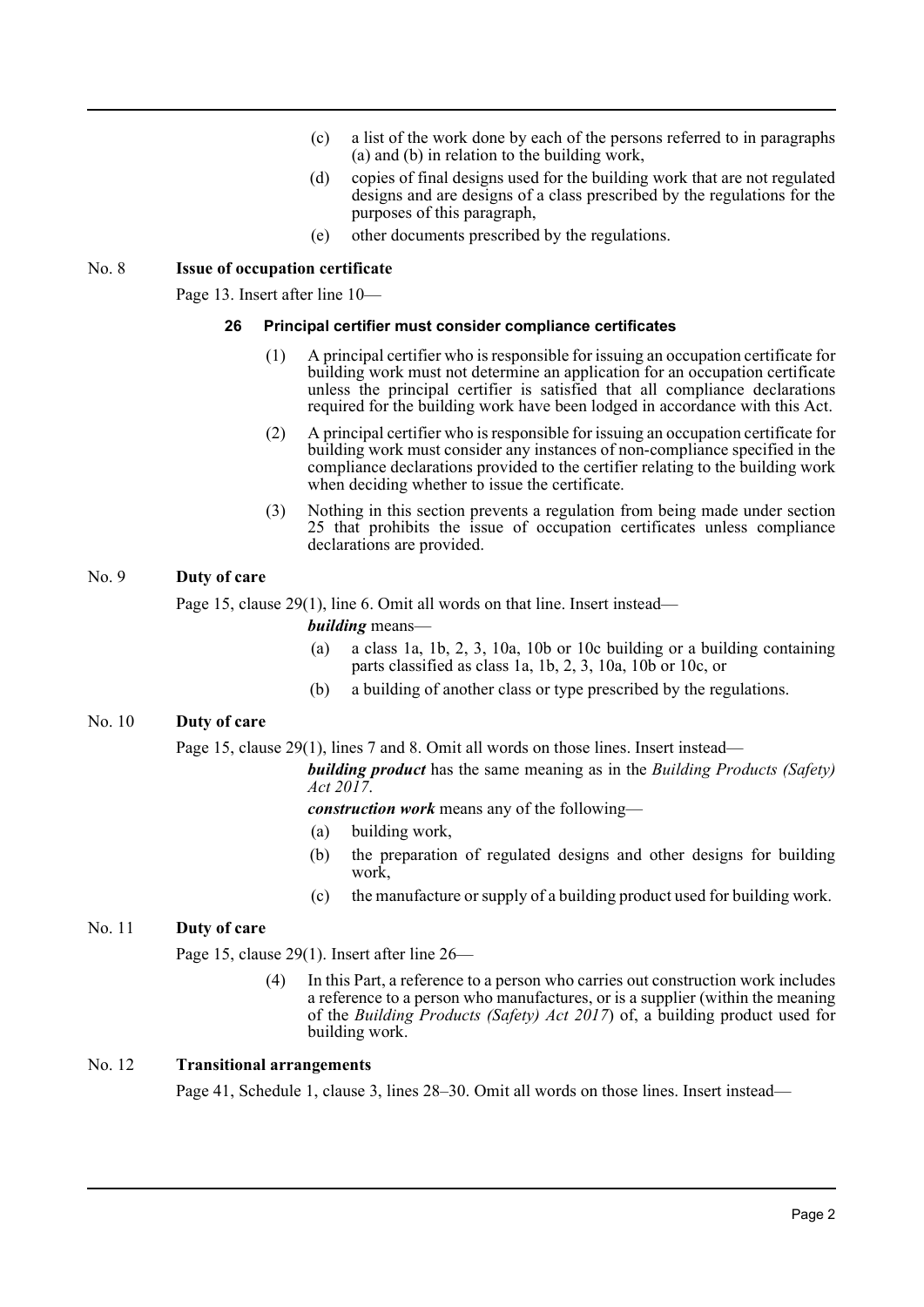(c) a list of the work done by each of the persons referred to in paragraphs (a) and (b) in relation to the building work,

(d) copies of final designs used for the building work that are not regulated designs and are designs of a class prescribed by the regulations for the purposes of this paragraph,

(e) other documents prescribed by the regulations.

No. 8 **Issue of occupation certificate**

Page 13. Insert after line 10—

**26 Principal certifier must consider compliance certificates**

(1) A principal certifier who is responsible for issuing an occupation certificate for building work must not determine an application for an occupation certificate unless the principal certifier is satisfied that all compliance declarations required for the building work have been lodged in accordance with this Act.

(2) A principal certifier who is responsible for issuing an occupation certificate for building work must consider any instances of non-compliance specified in the compliance declarations provided to the certifier relating to the building work when deciding whether to issue the certificate.

(3) Nothing in this section prevents a regulation from being made under section 25 that prohibits the issue of occupation certificates unless compliance declarations are provided.

No. 9 **Duty of care**

Page 15, clause 29(1), line 6. Omit all words on that line. Insert instead—

***building*** means—

(a) a class 1a, 1b, 2, 3, 10a, 10b or 10c building or a building containing parts classified as class 1a, 1b, 2, 3, 10a, 10b or 10c, or

(b) a building of another class or type prescribed by the regulations.

No. 10 **Duty of care**

Page 15, clause 29(1), lines 7 and 8. Omit all words on those lines. Insert instead—

***building product*** has the same meaning as in the *Building Products (Safety) Act 2017*.

***construction work*** means any of the following—

(a) building work,

(b) the preparation of regulated designs and other designs for building work,

(c) the manufacture or supply of a building product used for building work.

No. 11 **Duty of care**

Page 15, clause 29(1). Insert after line 26—

(4) In this Part, a reference to a person who carries out construction work includes a reference to a person who manufactures, or is a supplier (within the meaning of the *Building Products (Safety) Act 2017*) of, a building product used for building work.

No. 12 **Transitional arrangements**

Page 41, Schedule 1, clause 3, lines 28–30. Omit all words on those lines. Insert instead—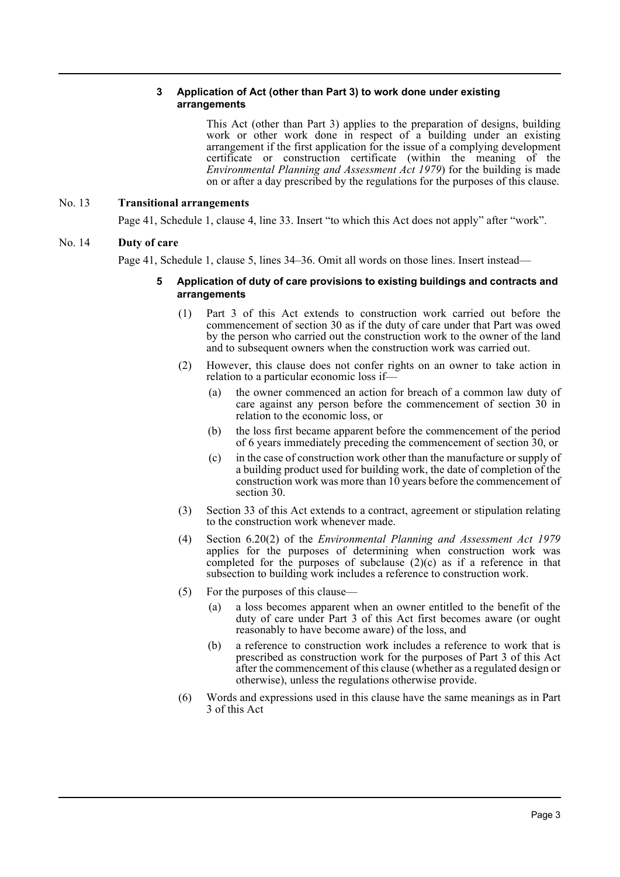#### 3 Application of Act (other than Part 3) to work done under existing arrangements

This Act (other than Part 3) applies to the preparation of designs, building work or other work done in respect of a building under an existing arrangement if the first application for the issue of a complying development certificate or construction certificate (within the meaning of the *Environmental Planning and Assessment Act 1979*) for the building is made on or after a day prescribed by the regulations for the purposes of this clause.

No. 13 **Transitional arrangements**

Page 41, Schedule 1, clause 4, line 33. Insert "to which this Act does not apply" after "work".

No. 14 **Duty of care**

Page 41, Schedule 1, clause 5, lines 34–36. Omit all words on those lines. Insert instead—

#### 5 Application of duty of care provisions to existing buildings and contracts and arrangements

(1) Part 3 of this Act extends to construction work carried out before the commencement of section 30 as if the duty of care under that Part was owed by the person who carried out the construction work to the owner of the land and to subsequent owners when the construction work was carried out.

(2) However, this clause does not confer rights on an owner to take action in relation to a particular economic loss if—

(a) the owner commenced an action for breach of a common law duty of care against any person before the commencement of section 30 in relation to the economic loss, or

(b) the loss first became apparent before the commencement of the period of 6 years immediately preceding the commencement of section 30, or

(c) in the case of construction work other than the manufacture or supply of a building product used for building work, the date of completion of the construction work was more than 10 years before the commencement of section 30.

(3) Section 33 of this Act extends to a contract, agreement or stipulation relating to the construction work whenever made.

(4) Section 6.20(2) of the *Environmental Planning and Assessment Act 1979* applies for the purposes of determining when construction work was completed for the purposes of subclause (2)(c) as if a reference in that subsection to building work includes a reference to construction work.

(5) For the purposes of this clause—

(a) a loss becomes apparent when an owner entitled to the benefit of the duty of care under Part 3 of this Act first becomes aware (or ought reasonably to have become aware) of the loss, and

(b) a reference to construction work includes a reference to work that is prescribed as construction work for the purposes of Part 3 of this Act after the commencement of this clause (whether as a regulated design or otherwise), unless the regulations otherwise provide.

(6) Words and expressions used in this clause have the same meanings as in Part 3 of this Act